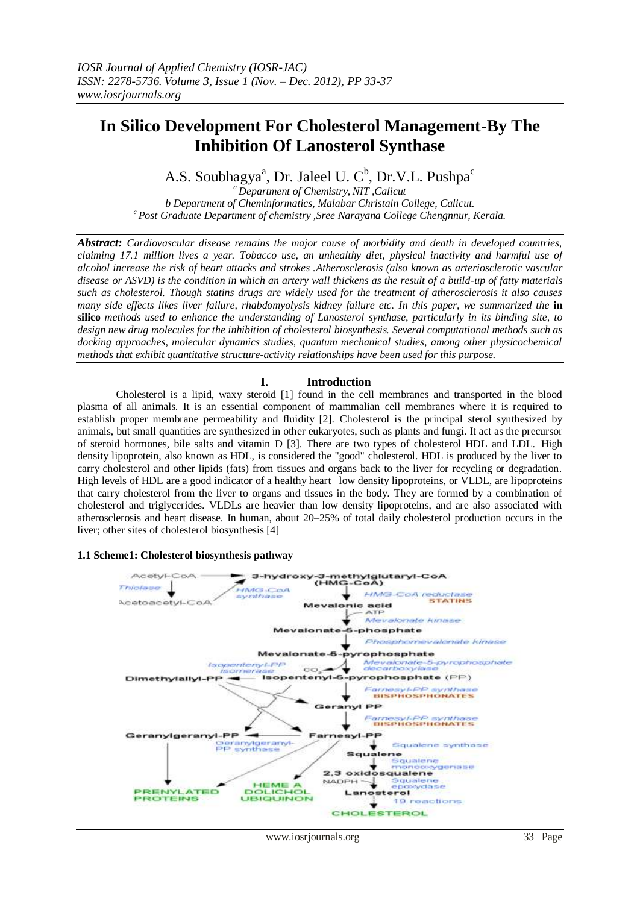# In Silico Development For Cholesterol Management-By The Inhibition Of Lanosterol Synthase

A.S. Soubhagya[a], Dr. Jaleel U. C[b], Dr.V.L. Pushpa[c]

[a] Department of Chemistry, NIT ,Calicut
b Department of Cheminformatics, Malabar Christain College, Calicut.
[c] Post Graduate Department of chemistry ,Sree Narayana College Chengnnur, Kerala.

***Abstract:*** *Cardiovascular disease remains the major cause of morbidity and death in developed countries, claiming 17.1 million lives a year. Tobacco use, an unhealthy diet, physical inactivity and harmful use of alcohol increase the risk of heart attacks and strokes .Atherosclerosis (also known as arteriosclerotic vascular disease or ASVD) is the condition in which an artery wall thickens as the result of a build-up of fatty materials such as cholesterol. Though statins drugs are widely used for the treatment of atherosclerosis it also causes many side effects likes liver failure, rhabdomyolysis kidney failure etc. In this paper, we summarized the* **in silico** *methods used to enhance the understanding of Lanosterol synthase, particularly in its binding site, to design new drug molecules for the inhibition of cholesterol biosynthesis. Several computational methods such as docking approaches, molecular dynamics studies, quantum mechanical studies, among other physicochemical methods that exhibit quantitative structure-activity relationships have been used for this purpose.*

## I. Introduction

Cholesterol is a lipid, waxy steroid [1] found in the cell membranes and transported in the blood plasma of all animals. It is an essential component of mammalian cell membranes where it is required to establish proper membrane permeability and fluidity [2]. Cholesterol is the principal sterol synthesized by animals, but small quantities are synthesized in other eukaryotes, such as plants and fungi. It act as the precursor of steroid hormones, bile salts and vitamin D [3]. There are two types of cholesterol HDL and LDL. High density lipoprotein, also known as HDL, is considered the "good" cholesterol. HDL is produced by the liver to carry cholesterol and other lipids (fats) from tissues and organs back to the liver for recycling or degradation. High levels of HDL are a good indicator of a healthy heart low density lipoproteins, or VLDL, are lipoproteins that carry cholesterol from the liver to organs and tissues in the body. They are formed by a combination of cholesterol and triglycerides. VLDLs are heavier than low density lipoproteins, and are also associated with atherosclerosis and heart disease. In human, about 20–25% of total daily cholesterol production occurs in the liver; other sites of cholesterol biosynthesis [4]

### 1.1 Scheme1: Cholesterol biosynthesis pathway

Acetyl-CoA → 3-hydroxy-3-methylglutaryl-CoA (HMG-CoA)
Thiolase; HMG-CoA synthase
Acetoacetyl-CoA
HMG-CoA reductase STATINS
Mevalonic acid
ATP; Mevalonate kinase
Mevalonate-5-phosphate
Phosphomevalonate kinase
Mevalonate-5-pyrophosphate
Isopentenyl-PP isomerase; $CO_2$; Mevalonate-5-pyrophosphate decarboxylase
Dimethylallyl-PP ← Isopentenyl-5-pyrophosphate (PP)
Farnesyl-PP synthase BISPHOSPHONATES
Geranyl PP
Farnesyl-PP synthase BISPHOSPHONATES
Geranylgeranyl-PP ← Farnesyl-PP
Geranylgeranyl-PP synthase
Squalene synthase
Squalene
Squalene monooxygenase
2,3 oxidosqualene
NADPH; Squalene epoxydase
Lanosterol
19 reactions
CHOLESTEROL
PRENYLATED PROTEINS
HEME A DOLICHOL UBIQUINON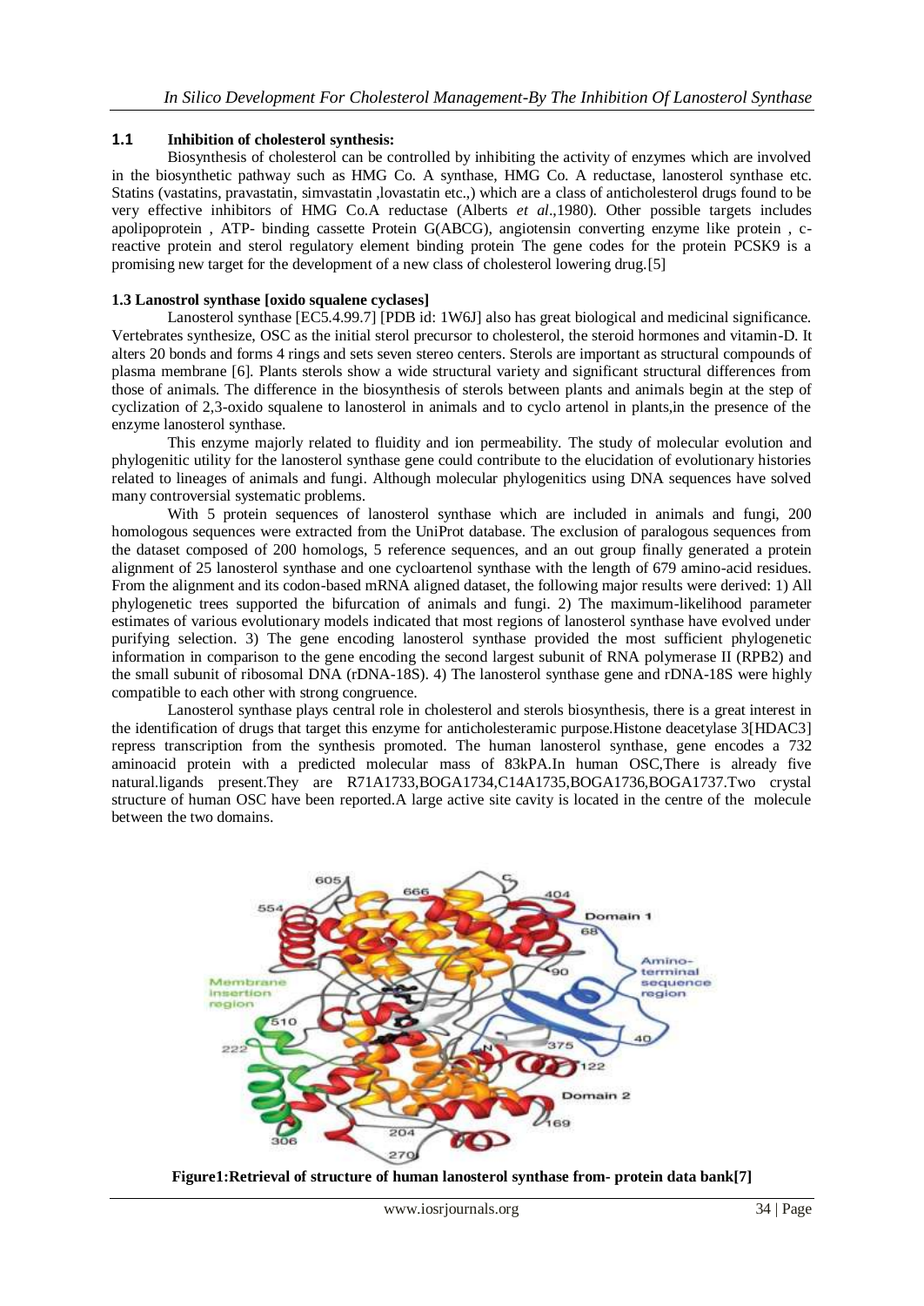## 1.1 Inhibition of cholesterol synthesis:

Biosynthesis of cholesterol can be controlled by inhibiting the activity of enzymes which are involved in the biosynthetic pathway such as HMG Co. A synthase, HMG Co. A reductase, lanosterol synthase etc. Statins (vastatins, pravastatin, simvastatin ,lovastatin etc.,) which are a class of anticholesterol drugs found to be very effective inhibitors of HMG Co.A reductase (Alberts *et al*.,1980). Other possible targets includes apolipoprotein , ATP- binding cassette Protein G(ABCG), angiotensin converting enzyme like protein , c-reactive protein and sterol regulatory element binding protein The gene codes for the protein PCSK9 is a promising new target for the development of a new class of cholesterol lowering drug.[5]

### 1.3 Lanostrol synthase [oxido squalene cyclases]

Lanosterol synthase [EC5.4.99.7] [PDB id: 1W6J] also has great biological and medicinal significance. Vertebrates synthesize, OSC as the initial sterol precursor to cholesterol, the steroid hormones and vitamin-D. It alters 20 bonds and forms 4 rings and sets seven stereo centers. Sterols are important as structural compounds of plasma membrane [6]. Plants sterols show a wide structural variety and significant structural differences from those of animals. The difference in the biosynthesis of sterols between plants and animals begin at the step of cyclization of 2,3-oxido squalene to lanosterol in animals and to cyclo artenol in plants,in the presence of the enzyme lanosterol synthase.

This enzyme majorly related to fluidity and ion permeability. The study of molecular evolution and phylogenitic utility for the lanosterol synthase gene could contribute to the elucidation of evolutionary histories related to lineages of animals and fungi. Although molecular phylogenitics using DNA sequences have solved many controversial systematic problems.

With 5 protein sequences of lanosterol synthase which are included in animals and fungi, 200 homologous sequences were extracted from the UniProt database. The exclusion of paralogous sequences from the dataset composed of 200 homologs, 5 reference sequences, and an out group finally generated a protein alignment of 25 lanosterol synthase and one cycloartenol synthase with the length of 679 amino-acid residues. From the alignment and its codon-based mRNA aligned dataset, the following major results were derived: 1) All phylogenetic trees supported the bifurcation of animals and fungi. 2) The maximum-likelihood parameter estimates of various evolutionary models indicated that most regions of lanosterol synthase have evolved under purifying selection. 3) The gene encoding lanosterol synthase provided the most sufficient phylogenetic information in comparison to the gene encoding the second largest subunit of RNA polymerase II (RPB2) and the small subunit of ribosomal DNA (rDNA-18S). 4) The lanosterol synthase gene and rDNA-18S were highly compatible to each other with strong congruence.

Lanosterol synthase plays central role in cholesterol and sterols biosynthesis, there is a great interest in the identification of drugs that target this enzyme for anticholesteramic purpose.Histone deacetylase 3[HDAC3] repress transcription from the synthesis promoted. The human lanosterol synthase, gene encodes a 732 aminoacid protein with a predicted molecular mass of 83kPA.In human OSC,There is already five natural.ligands present.They are R71A1733,BOGA1734,C14A1735,BOGA1736,BOGA1737.Two crystal structure of human OSC have been reported.A large active site cavity is located in the centre of the molecule between the two domains.

**Figure1:Retrieval of structure of human lanosterol synthase from- protein data bank[7]**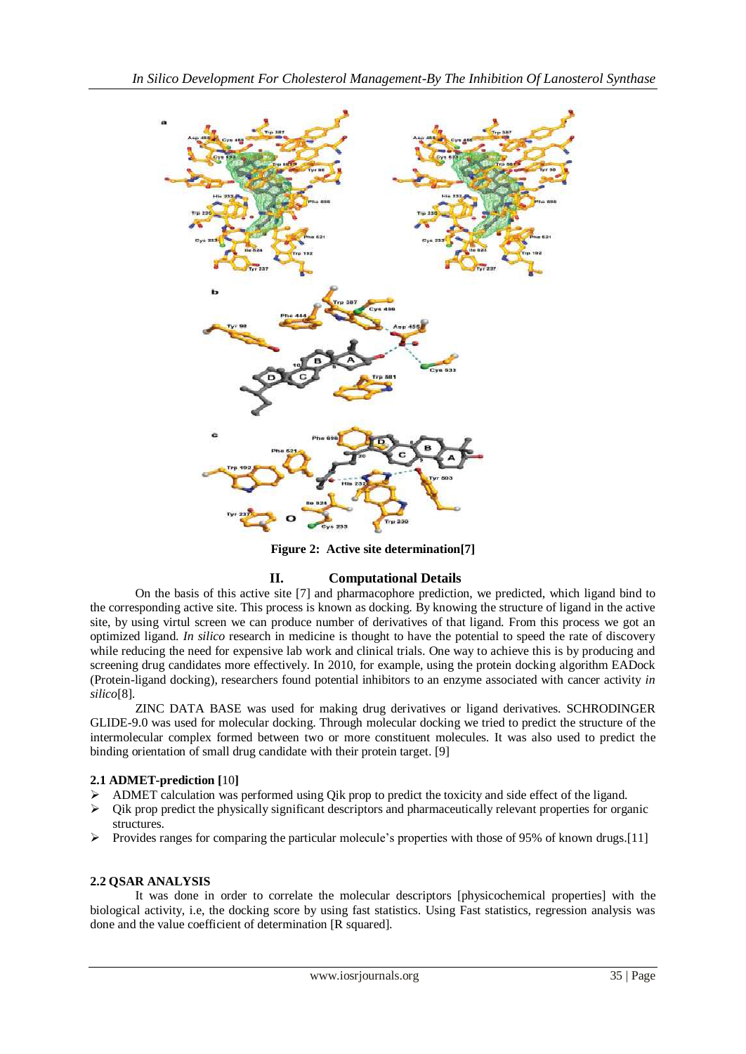Figure 2: Active site determination[7]

# II. Computational Details

On the basis of this active site [7] and pharmacophore prediction, we predicted, which ligand bind to the corresponding active site. This process is known as docking. By knowing the structure of ligand in the active site, by using virtul screen we can produce number of derivatives of that ligand. From this process we got an optimized ligand. *In silico* research in medicine is thought to have the potential to speed the rate of discovery while reducing the need for expensive lab work and clinical trials. One way to achieve this is by producing and screening drug candidates more effectively. In 2010, for example, using the protein docking algorithm EADock (Protein-ligand docking), researchers found potential inhibitors to an enzyme associated with cancer activity *in silico*[8].

ZINC DATA BASE was used for making drug derivatives or ligand derivatives. SCHRODINGER GLIDE-9.0 was used for molecular docking. Through molecular docking we tried to predict the structure of the intermolecular complex formed between two or more constituent molecules. It was also used to predict the binding orientation of small drug candidate with their protein target. [9]

### 2.1 ADMET-prediction [10]

- ADMET calculation was performed using Qik prop to predict the toxicity and side effect of the ligand.
- Qik prop predict the physically significant descriptors and pharmaceutically relevant properties for organic structures.
- Provides ranges for comparing the particular molecule's properties with those of 95% of known drugs.[11]

### 2.2 QSAR ANALYSIS

It was done in order to correlate the molecular descriptors [physicochemical properties] with the biological activity, i.e, the docking score by using fast statistics. Using Fast statistics, regression analysis was done and the value coefficient of determination [R squared].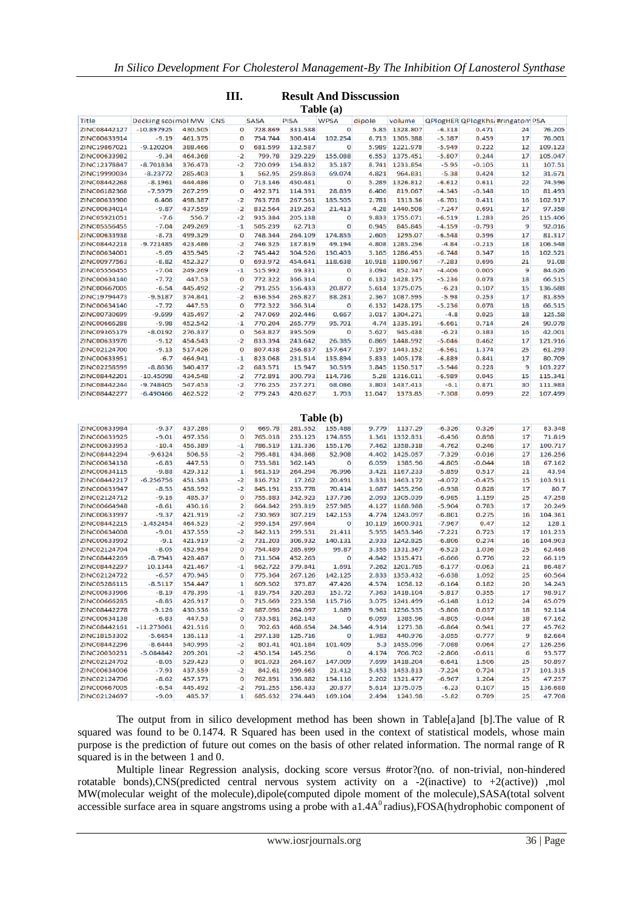## III. Result And Disscussion

**Table (a)**

| Title | Docking score | mol MW | CNS | SASA | PISA | WPSA | dipole | volume | QPlogHERG | QPlogKhsa | #ringatom | PSA |
|---|---|---|---|---|---|---|---|---|---|---|---|---|
| ZINC08442127 | -10.897925 | 430.505 | 0 | 728.869 | 331.588 | 0 | 5.85 | 1328.807 | -6.318 | 0.471 | 24 | 76.205 |
| ZINC00633914 | -9.19 | 461.375 | 0 | 754.744 | 300.414 | 102.254 | 6.713 | 1305.388 | -5.387 | 0.459 | 17 | 76.001 |
| ZINC19867021 | -9.120204 | 388.466 | 0 | 681.599 | 132.587 | 0 | 5.989 | 1221.978 | -5.949 | 0.222 | 12 | 109.123 |
| ZINC00633982 | -9.34 | 464.368 | -2 | 799.78 | 329.229 | 155.088 | 6.553 | 1375.451 | -5.807 | 0.244 | 17 | 105.047 |
| ZINC12378847 | -8.701834 | 376.473 | -2 | 720.099 | 154.832 | 35.187 | 8.741 | 1233.854 | -5.95 | -0.105 | 11 | 107.51 |
| ZINC19990034 | -8.23772 | 285.403 | 1 | 562.95 | 259.863 | 69.074 | 4.821 | 964.831 | -5.38 | 0.424 | 12 | 31.671 |
| ZINC08442268 | -8.1961 | 444.486 | 0 | 713.146 | 450.481 | 0 | 5.289 | 1326.812 | -6.612 | 0.611 | 22 | 74.596 |
| ZINC06182368 | -7.5979 | 267.299 | 0 | 492.371 | 114.391 | 28.839 | 6.406 | 819.067 | -4.345 | -0.348 | 10 | 81.493 |
| ZINC00633900 | 6.406 | 458.387 | -2 | 763.728 | 257.561 | 185.505 | 2.781 | 1313.36 | -6.701 | 0.411 | 16 | 102.917 |
| ZINC00634014 | -9.87 | 437.559 | -2 | 832.564 | 319.263 | 21.413 | 4.28 | 1440.508 | -7.247 | 0.691 | 17 | 97.358 |
| ZINC05921051 | -7.6 | 556.7 | -2 | 935.384 | 205.138 | 0 | 9.833 | 1755.071 | -6.519 | 1.283 | 26 | 115.406 |
| ZINC05556455 | -7.04 | 249.269 | -1 | 505.239 | 62.713 | 0 | 0.945 | 845.845 | -4.159 | -0.793 | 9 | 92.016 |
| ZINC00633938 | -8.73 | 499.329 | 0 | 748.344 | 264.109 | 174.855 | 2.605 | 1295.07 | -6.548 | 0.596 | 17 | 81.317 |
| ZINC08442218 | -9.721485 | 423.486 | -2 | 746.325 | 187.819 | 49.194 | 4.808 | 1285.256 | -4.84 | -0.215 | 18 | 106.548 |
| ZINC00634001 | -9.69 | 435.945 | -2 | 745.442 | 304.526 | 130.403 | 3.165 | 1286.453 | -6.748 | 0.347 | 16 | 102.521 |
| ZINC00977563 | -8.82 | 452.327 | 0 | 693.972 | 454.641 | 118.638 | 10.918 | 1180.967 | -7.283 | 0.696 | 21 | 91.08 |
| ZINC05556455 | -7.04 | 249.269 | -1 | 515.992 | 69.331 | 0 | 3.094 | 852.747 | -4.406 | 0.005 | 9 | 84.626 |
| ZINC00634140 | -7.72 | 447.53 | 0 | 772.322 | 366.314 | 0 | 6.132 | 1428.175 | -5.236 | 0.078 | 18 | 66.515 |
| ZINC00667005 | -6.54 | 445.492 | -2 | 791.255 | 156.433 | 20.877 | 5.614 | 1375.075 | -6.23 | 0.107 | 15 | 136.688 |
| ZINC19794473 | -9.5187 | 374.841 | -2 | 636.554 | 265.827 | 88.281 | 2.367 | 1087.595 | -5.98 | 0.253 | 17 | 81.855 |
| ZINC00634140 | -7.72 | 447.53 | 0 | 772.322 | 366.314 | 0 | 6.132 | 1428.175 | -5.236 | 0.078 | 18 | 66.515 |
| ZINC00730699 | -9.699 | 435.497 | -2 | 747.069 | 202.446 | 0.667 | 3.017 | 1304.271 | -4.8 | 0.025 | 18 | 125.58 |
| ZINC00668288 | -9.98 | 452.542 | -1 | 770.204 | 265.779 | 95.701 | 4.74 | 1335.191 | -6.661 | 0.714 | 24 | 90.078 |
| ZINC09365179 | -8.0192 | 276.337 | 0 | 563.827 | 395.509 | 0 | 5.627 | 945.438 | -6.23 | 0.383 | 16 | 42.001 |
| ZINC00633970 | -9.12 | 454.543 | -2 | 833.394 | 243.642 | 26.385 | 0.869 | 1448.592 | -5.046 | 0.462 | 17 | 121.916 |
| ZINC02124700 | -9.13 | 517.426 | 0 | 807.438 | 256.837 | 157.647 | 7.197 | 1443.152 | -6.561 | 1.374 | 25 | 61.293 |
| ZINC00633951 | -6.7 | 464.941 | -1 | 823.068 | 231.514 | 135.894 | 5.833 | 1405.178 | -6.889 | 0.841 | 17 | 80.709 |
| ZINC02258599 | -8.8636 | 340.437 | -2 | 683.571 | 15.947 | 30.539 | 3.845 | 1150.517 | -5.946 | 0.228 | 9 | 103.227 |
| ZINC08442201 | -10.45098 | 434.548 | -2 | 772.891 | 300.793 | 114.736 | 5.28 | 1316.011 | -6.989 | 0.045 | 15 | 115.341 |
| ZINC08442244 | -9.748405 | 547.453 | -2 | 776.255 | 257.271 | 68.086 | 3.803 | 1437.413 | -6.1 | 0.871 | 30 | 111.983 |
| ZINC08442277 | -6.490466 | 462.522 | -2 | 779.243 | 420.627 | 1.703 | 11.047 | 1373.85 | -7.308 | 0.099 | 22 | 107.499 |

**Table (b)**

| Title | Docking score | mol MW | CNS | SASA | PISA | WPSA | dipole | volume | QPlogHERG | QPlogKhsa | #ringatom | PSA |
|---|---|---|---|---|---|---|---|---|---|---|---|---|
| ZINC00633984 | -9.37 | 437.286 | 0 | 669.78 | 281.552 | 155.488 | 9.779 | 1137.29 | -6.326 | 0.326 | 17 | 83.348 |
| ZINC00633925 | -9.01 | 497.356 | 0 | 765.018 | 233.123 | 174.855 | 1.361 | 1332.831 | -6.436 | 0.898 | 17 | 71.819 |
| ZINC00633953 | -10.4 | 456.389 | -1 | 786.519 | 131.336 | 155.176 | 7.462 | 1358.318 | -4.762 | 0.246 | 17 | 100.717 |
| ZINC08442294 | -9.6324 | 506.55 | -2 | 795.481 | 434.868 | 52.908 | 4.402 | 1425.057 | -7.329 | -0.016 | 27 | 126.256 |
| ZINC00634138 | -6.83 | 447.53 | 0 | 733.581 | 362.143 | 0 | 6.059 | 1385.96 | -4.805 | -0.044 | 18 | 67.162 |
| ZINC00634115 | -9.88 | 429.312 | 1 | 661.519 | 264.294 | 76.996 | 3.421 | 1167.233 | -5.859 | 0.517 | 21 | 43.94 |
| ZINC08442217 | -6.256756 | 451.583 | -2 | 816.732 | 17.262 | 20.491 | 3.831 | 1463.172 | -4.072 | -0.475 | 15 | 103.911 |
| ZINC00633947 | -8.55 | 458.592 | -2 | 845.191 | 233.778 | 70.414 | 1.687 | 1455.296 | -6.938 | 0.828 | 17 | 80.7 |
| ZINC02124712 | -9.16 | 485.37 | 0 | 755.883 | 342.923 | 137.736 | 2.093 | 1305.039 | -6.985 | 1.159 | 25 | 47.258 |
| ZINC00664948 | -8.61 | 430.16 | 2 | 664.842 | 293.819 | 257.985 | 4.127 | 1188.988 | -5.904 | 0.783 | 17 | 20.249 |
| ZINC00633997 | -9.37 | 421.919 | -2 | 730.969 | 307.219 | 142.153 | 4.774 | 1243.097 | -6.801 | 0.275 | 16 | 104.361 |
| ZINC08442215 | -1.452454 | 464.523 | -2 | 959.154 | 297.664 | 0 | 10.119 | 1600.931 | -7.967 | 0.47 | 12 | 128.1 |
| ZINC00634008 | -9.01 | 437.559 | -2 | 842.313 | 299.531 | 21.411 | 5.955 | 1453.346 | -7.221 | 0.723 | 17 | 101.233 |
| ZINC00633992 | -9.1 | 421.919 | -2 | 731.203 | 306.932 | 140.131 | 2.933 | 1242.825 | -6.806 | 0.274 | 16 | 104.903 |
| ZINC02124704 | -8.05 | 452.954 | 0 | 754.489 | 285.699 | 99.87 | 3.355 | 1331.367 | -6.523 | 1.036 | 25 | 62.468 |
| ZINC08442269 | -8.7943 | 428.487 | 0 | 711.504 | 452.263 | 0 | 4.842 | 1315.471 | -6.666 | 0.776 | 22 | 66.119 |
| ZINC08442297 | 10.1344 | 421.467 | -1 | 662.722 | 379.841 | 1.691 | 7.262 | 1201.785 | -6.177 | -0.063 | 21 | 86.487 |
| ZINC02124722 | -6.57 | 470.945 | 0 | 775.364 | 267.126 | 142.125 | 2.833 | 1353.432 | -6.638 | 1.092 | 25 | 60.564 |
| ZINC05286115 | -8.5117 | 354.447 | 1 | 609.502 | 373.87 | 47.426 | 4.574 | 1058.12 | -6.164 | 0.182 | 20 | 34.243 |
| ZINC00633966 | -8.19 | 478.395 | -1 | 819.754 | 320.283 | 153.72 | 7.363 | 1418.104 | -5.817 | 0.355 | 17 | 98.917 |
| ZINC00666285 | -8.85 | 426.917 | 0 | 715.669 | 223.358 | 115.716 | 3.075 | 1241.499 | -6.148 | 1.012 | 24 | 65.079 |
| ZINC08442278 | -9.126 | 430.536 | -2 | 687.096 | 284.097 | 1.689 | 9.961 | 1256.535 | -5.806 | 0.037 | 18 | 92.114 |
| ZINC00634138 | -6.83 | 447.53 | 0 | 733.581 | 362.143 | 0 | 6.059 | 1385.96 | -4.805 | -0.044 | 18 | 67.162 |
| ZINC08442161 | -11.273061 | 421.516 | 0 | 702.63 | 468.654 | 24.346 | 4.914 | 1273.38 | -6.864 | 0.941 | 27 | 45.762 |
| ZINC18153302 | -5.6654 | 136.113 | -1 | 297.138 | 125.716 | 0 | 1.983 | 440.976 | -3.055 | -0.777 | 9 | 82.664 |
| ZINC08442296 | -8.6444 | 540.995 | -2 | 801.41 | 401.184 | 101.409 | 5.3 | 1455.096 | -7.088 | 0.064 | 27 | 126.256 |
| ZINC20030231 | -5.084842 | 209.201 | -2 | 450.154 | 145.256 | 0 | 4.174 | 706.702 | -2.806 | -0.611 | 6 | 93.577 |
| ZINC02124702 | -8.05 | 529.423 | 0 | 801.023 | 264.167 | 147.009 | 7.699 | 1418.204 | -6.641 | 1.506 | 25 | 50.897 |
| ZINC00634006 | -7.93 | 437.559 | -2 | 842.61 | 299.663 | 21.412 | 5.453 | 1453.813 | -7.224 | 0.724 | 17 | 101.315 |
| ZINC02124706 | -8.62 | 457.373 | 0 | 762.891 | 336.882 | 154.116 | 2.202 | 1321.477 | -6.967 | 1.204 | 25 | 47.257 |
| ZINC00667005 | -6.54 | 445.492 | -2 | 791.255 | 156.433 | 20.877 | 5.614 | 1375.075 | -6.23 | 0.107 | 15 | 136.688 |
| ZINC02124697 | -9.09 | 485.37 | 1 | 685.632 | 274.443 | 169.104 | 2.494 | 1243.98 | -5.82 | 0.789 | 25 | 47.708 |

The output from in silico development method has been shown in Table[a]and [b].The value of R squared was found to be 0.1474. R Squared has been used in the context of statistical models, whose main purpose is the prediction of future out comes on the basis of other related information. The normal range of R squared is in the between 1 and 0.

Multiple linear Regression analysis, docking score versus #rotor?(no. of non-trivial, non-hindered rotatable bonds),CNS(predicted central nervous system activity on a -2(inactive) to +2(active)) ,mol MW(molecular weight of the molecule),dipole(computed dipole moment of the molecule),SASA(total solvent accessible surface area in square angstroms using a probe with a1.4A$^0$ radius),FOSA(hydrophobic component of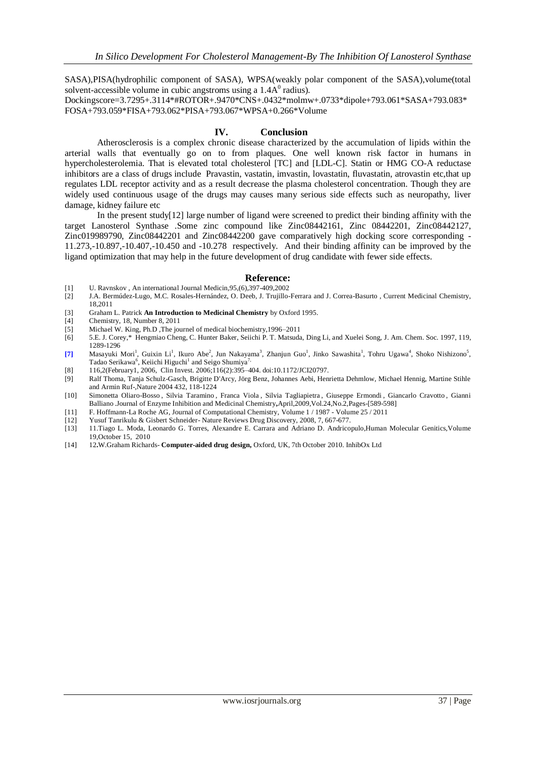SASA),PISA(hydrophilic component of SASA), WPSA(weakly polar component of the SASA),volume(total solvent-accessible volume in cubic angstroms using a $1.4A^0$ radius).

Dockingscore=3.7295+.3114*#ROTOR+.9470*CNS+.0432*molmw+.0733*dipole+793.061*SASA+793.083*FOSA+793.059*FISA+793.062*PISA+793.067*WPSA+0.266*Volume

## IV. Conclusion

Atherosclerosis is a complex chronic disease characterized by the accumulation of lipids within the arterial walls that eventually go on to from plaques. One well known risk factor in humans in hypercholesterolemia. That is elevated total cholesterol [TC] and [LDL-C]. Statin or HMG CO-A reductase inhibitors are a class of drugs include Pravastin, vastatin, imvastin, lovastatin, fluvastatin, atrovastin etc,that up regulates LDL receptor activity and as a result decrease the plasma cholesterol concentration. Though they are widely used continuous usage of the drugs may causes many serious side effects such as neuropathy, liver damage, kidney failure etc

In the present study[12] large number of ligand were screened to predict their binding affinity with the target Lanosterol Synthase .Some zinc compound like Zinc08442161, Zinc 08442201, Zinc08442127, Zinc019989790, Zinc08442201 and Zinc08442200 gave comparatively high docking score corresponding -11.273,-10.897,-10.407,-10.450 and -10.278 respectively. And their binding affinity can be improved by the ligand optimization that may help in the future development of drug candidate with fewer side effects.

## Reference:

[1] U. Ravnskov , An international Journal Medicin,95,(6),397-409,2002

[2] J.A. Bermúdez-Lugo, M.C. Rosales-Hernández, O. Deeb, J. Trujillo-Ferrara and J. Correa-Basurto , Current Medicinal Chemistry, 18,2011

[3] Graham L. Patrick **An Introduction to Medicinal Chemistry** by Oxford 1995.

[4] Chemistry, 18, Number 8, 2011

[5] Michael W. King, Ph.D ,The journel of medical biochemistry,1996–2011

[6] 5.E. J. Corey,* Hengmiao Cheng, C. Hunter Baker, Seiichi P. T. Matsuda, Ding Li, and Xuelei Song, J. Am. Chem. Soc. 1997, 119, 1289-1296

[7] Masayuki Mori[1], Guixin Li[1], Ikuro Abe[2], Jun Nakayama[3], Zhanjun Guo[1], Jinko Sawashita[1], Tohru Ugawa[4], Shoko Nishizono[5], Tadao Serikawa[6], Keiichi Higuchi[1] and Seigo Shumiya[7,]

[8] 116,2(February1, 2006, Clin Invest. 2006;116(2):395–404. doi:10.1172/JCI20797.

[9] Ralf Thoma, Tanja Schulz-Gasch, Brigitte D'Arcy, Jörg Benz, Johannes Aebi, Henrietta Dehmlow, Michael Hennig, Martine Stihle and Armin Ruf-,Nature 2004 432, 118-1224

[10] Simonetta Oliaro-Bosso , Silvia Taramino , Franca Viola , Silvia Tagliapietra , Giuseppe Ermondi , Giancarlo Cravotto , Gianni Balliano .Journal of Enzyme Inhibition and Medicinal Chemistry**,**April,2009,Vol.24,No.2,Pages-[589-598]

[11] F. Hoffmann-La Roche AG, Journal of Computational Chemistry, Volume 1 / 1987 - Volume 25 / 2011

[12] Yusuf Tanrikulu & Gisbert Schneider- Nature Reviews Drug Discovery, 2008, 7, 667-677.

[13] 11.Tiago L. Moda, Leonardo G. Torres, Alexandre E. Carrara and Adriano D. Andricopulo,Human Molecular Genitics,Volume 19,October 15, 2010

[14] 12**.**W.Graham Richards- **Computer-aided drug design,** Oxford, UK, 7th October 2010. InhibOx Ltd